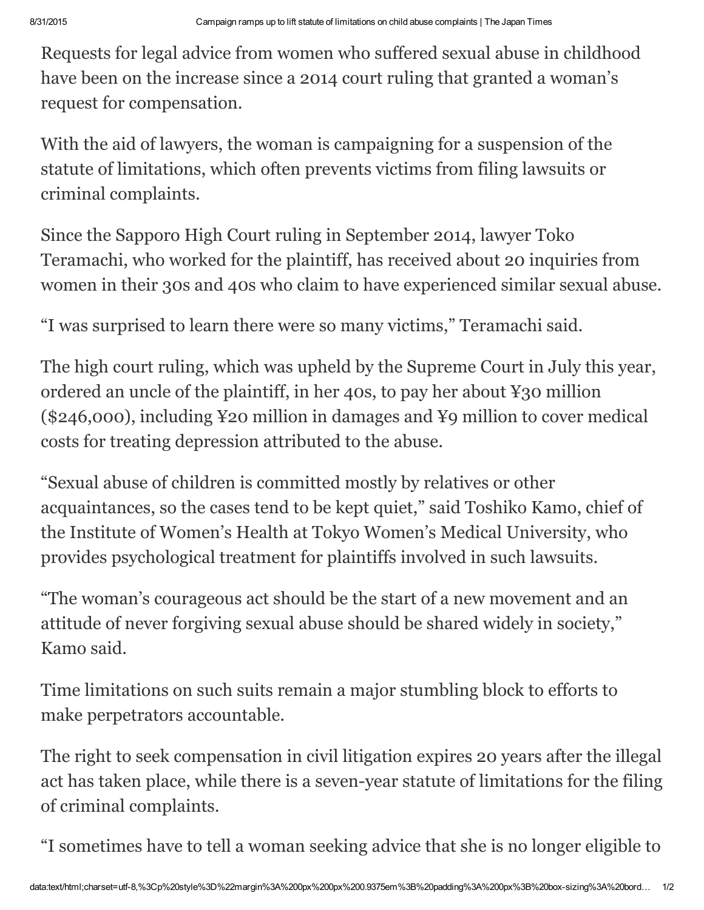Requests for legal advice from women who suffered sexual abuse in childhood have been on the increase since a 2014 court ruling that granted a woman's request for compensation.

With the aid of lawyers, the woman is campaigning for a suspension of the statute of limitations, which often prevents victims from filing lawsuits or criminal complaints.

Since the Sapporo High Court ruling in September 2014, lawyer Toko Teramachi, who worked for the plaintiff, has received about 20 inquiries from women in their 30s and 40s who claim to have experienced similar sexual abuse.

"I was surprised to learn there were so many victims," Teramachi said.

The high court ruling, which was upheld by the Supreme Court in July this year, ordered an uncle of the plaintiff, in her 40s, to pay her about ¥30 million ($246,000), including ¥20 million in damages and ¥9 million to cover medical costs for treating depression attributed to the abuse.

"Sexual abuse of children is committed mostly by relatives or other acquaintances, so the cases tend to be kept quiet," said Toshiko Kamo, chief of the Institute of Women's Health at Tokyo Women's Medical University, who provides psychological treatment for plaintiffs involved in such lawsuits.

"The woman's courageous act should be the start of a new movement and an attitude of never forgiving sexual abuse should be shared widely in society," Kamo said.

Time limitations on such suits remain a major stumbling block to efforts to make perpetrators accountable.

The right to seek compensation in civil litigation expires 20 years after the illegal act has taken place, while there is a seven-year statute of limitations for the filing of criminal complaints.

"I sometimes have to tell a woman seeking advice that she is no longer eligible to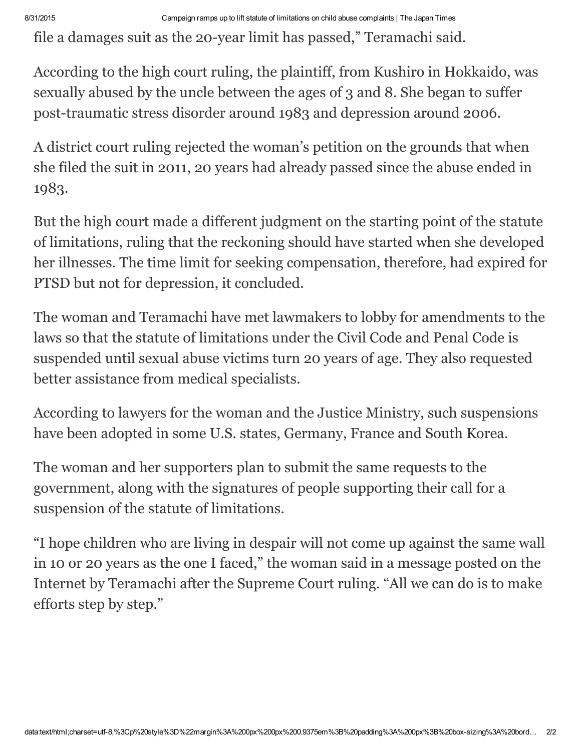file a damages suit as the 20-year limit has passed," Teramachi said.

According to the high court ruling, the plaintiff, from Kushiro in Hokkaido, was sexually abused by the uncle between the ages of 3 and 8. She began to suffer post-traumatic stress disorder around 1983 and depression around 2006.

A district court ruling rejected the woman's petition on the grounds that when she filed the suit in 2011, 20 years had already passed since the abuse ended in 1983.

But the high court made a different judgment on the starting point of the statute of limitations, ruling that the reckoning should have started when she developed her illnesses. The time limit for seeking compensation, therefore, had expired for PTSD but not for depression, it concluded.

The woman and Teramachi have met lawmakers to lobby for amendments to the laws so that the statute of limitations under the Civil Code and Penal Code is suspended until sexual abuse victims turn 20 years of age. They also requested better assistance from medical specialists.

According to lawyers for the woman and the Justice Ministry, such suspensions have been adopted in some U.S. states, Germany, France and South Korea.

The woman and her supporters plan to submit the same requests to the government, along with the signatures of people supporting their call for a suspension of the statute of limitations.

"I hope children who are living in despair will not come up against the same wall in 10 or 20 years as the one I faced," the woman said in a message posted on the Internet by Teramachi after the Supreme Court ruling. "All we can do is to make efforts step by step."